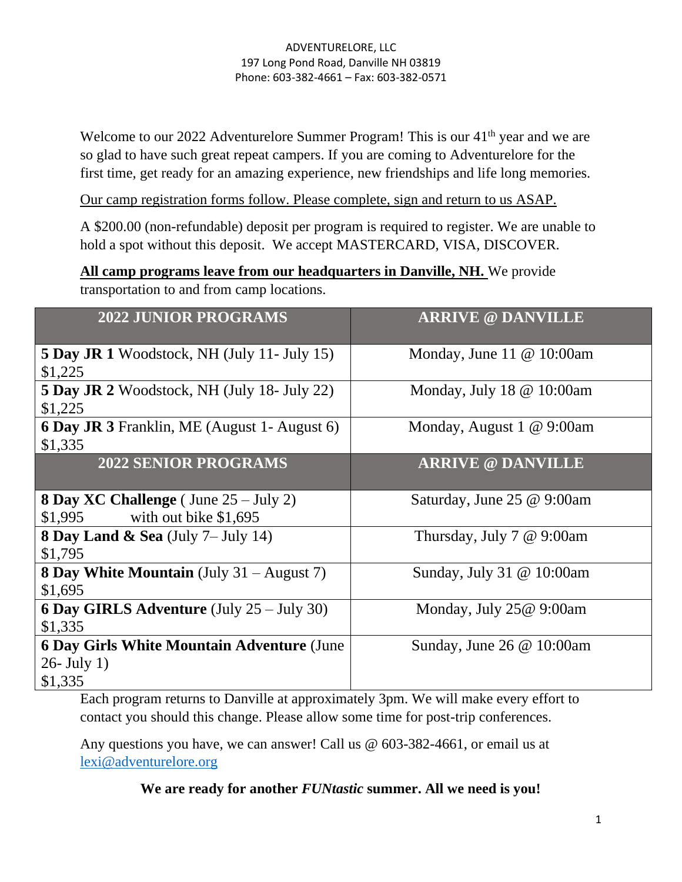ADVENTURELORE, LLC
197 Long Pond Road, Danville NH 03819
Phone: 603-382-4661 – Fax: 603-382-0571

Welcome to our 2022 Adventurelore Summer Program! This is our 41th year and we are so glad to have such great repeat campers. If you are coming to Adventurelore for the first time, get ready for an amazing experience, new friendships and life long memories.

Our camp registration forms follow. Please complete, sign and return to us ASAP.

A $200.00 (non-refundable) deposit per program is required to register. We are unable to hold a spot without this deposit. We accept MASTERCARD, VISA, DISCOVER.

**All camp programs leave from our headquarters in Danville, NH.** We provide transportation to and from camp locations.

| 2022 JUNIOR PROGRAMS | ARRIVE @ DANVILLE |
|---|---|
| **5 Day JR 1** Woodstock, NH (July 11- July 15) $1,225 | Monday, June 11 @ 10:00am |
| **5 Day JR 2** Woodstock, NH (July 18- July 22) $1,225 | Monday, July 18 @ 10:00am |
| **6 Day JR 3** Franklin, ME (August 1- August 6) $1,335 | Monday, August 1 @ 9:00am |
| **2022 SENIOR PROGRAMS** | **ARRIVE @ DANVILLE** |
| **8 Day XC Challenge** ( June 25 – July 2) $1,995 with out bike $1,695 | Saturday, June 25 @ 9:00am |
| **8 Day Land & Sea** (July 7– July 14) $1,795 | Thursday, July 7 @ 9:00am |
| **8 Day White Mountain** (July 31 – August 7) $1,695 | Sunday, July 31 @ 10:00am |
| **6 Day GIRLS Adventure** (July 25 – July 30) $1,335 | Monday, July 25@ 9:00am |
| **6 Day Girls White Mountain Adventure** (June 26- July 1) $1,335 | Sunday, June 26 @ 10:00am |

Each program returns to Danville at approximately 3pm. We will make every effort to contact you should this change. Please allow some time for post-trip conferences.

Any questions you have, we can answer! Call us @ 603-382-4661, or email us at lexi@adventurelore.org

**We are ready for another *FUNtastic* summer. All we need is you!**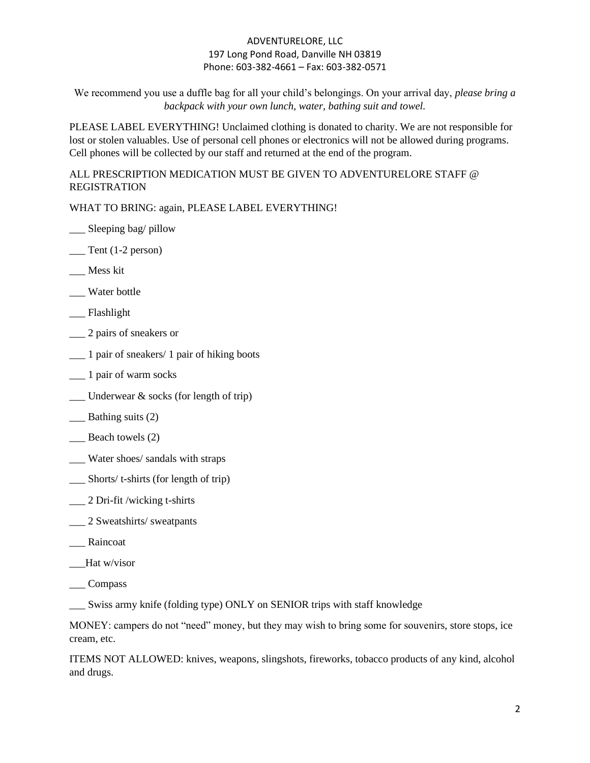ADVENTURELORE, LLC
197 Long Pond Road, Danville NH 03819
Phone: 603-382-4661 – Fax: 603-382-0571

We recommend you use a duffle bag for all your child's belongings. On your arrival day, *please bring a backpack with your own lunch, water, bathing suit and towel.*

PLEASE LABEL EVERYTHING! Unclaimed clothing is donated to charity. We are not responsible for lost or stolen valuables. Use of personal cell phones or electronics will not be allowed during programs. Cell phones will be collected by our staff and returned at the end of the program.

ALL PRESCRIPTION MEDICATION MUST BE GIVEN TO ADVENTURELORE STAFF @ REGISTRATION

WHAT TO BRING: again, PLEASE LABEL EVERYTHING!

___ Sleeping bag/ pillow

___ Tent (1-2 person)

___ Mess kit

___ Water bottle

___ Flashlight

___ 2 pairs of sneakers or

___ 1 pair of sneakers/ 1 pair of hiking boots

___ 1 pair of warm socks

___ Underwear & socks (for length of trip)

___ Bathing suits (2)

___ Beach towels (2)

___ Water shoes/ sandals with straps

___ Shorts/ t-shirts (for length of trip)

___ 2 Dri-fit /wicking t-shirts

___ 2 Sweatshirts/ sweatpants

___ Raincoat

___Hat w/visor

___ Compass

___ Swiss army knife (folding type) ONLY on SENIOR trips with staff knowledge

MONEY: campers do not "need" money, but they may wish to bring some for souvenirs, store stops, ice cream, etc.

ITEMS NOT ALLOWED: knives, weapons, slingshots, fireworks, tobacco products of any kind, alcohol and drugs.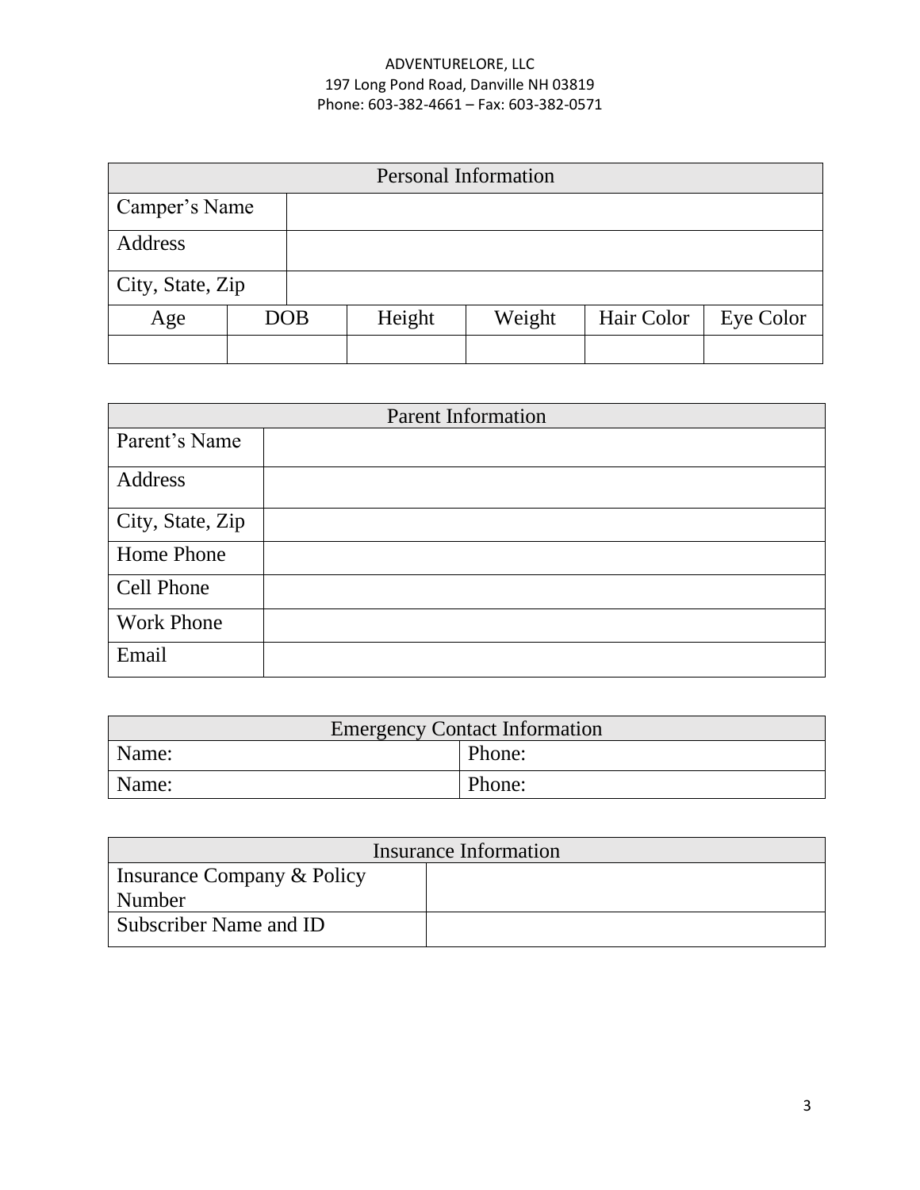ADVENTURELORE, LLC
197 Long Pond Road, Danville NH 03819
Phone: 603-382-4661 – Fax: 603-382-0571

| Personal Information | | | | | |
|---|---|---|---|---|---|
| Camper's Name | | | | | |
| Address | | | | | |
| City, State, Zip | | | | | |
| Age | DOB | Height | Weight | Hair Color | Eye Color |
| | | | | | |

| Parent Information | |
|---|---|
| Parent's Name | |
| Address | |
| City, State, Zip | |
| Home Phone | |
| Cell Phone | |
| Work Phone | |
| Email | |

| Emergency Contact Information | |
|---|---|
| Name: | Phone: |
| Name: | Phone: |

| Insurance Information | |
|---|---|
| Insurance Company & Policy Number | |
| Subscriber Name and ID | |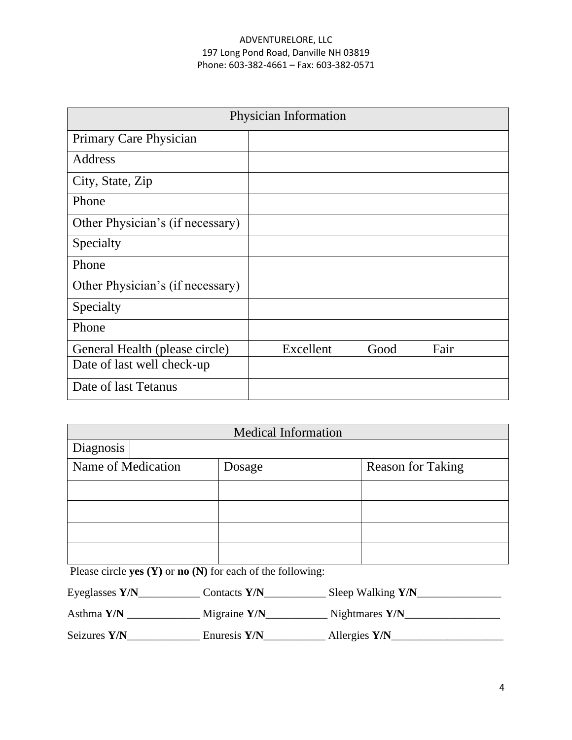ADVENTURELORE, LLC
197 Long Pond Road, Danville NH 03819
Phone: 603-382-4661 – Fax: 603-382-0571

| Physician Information | |
|---|---|
| Primary Care Physician | |
| Address | |
| City, State, Zip | |
| Phone | |
| Other Physician's (if necessary) | |
| Specialty | |
| Phone | |
| Other Physician's (if necessary) | |
| Specialty | |
| Phone | |
| General Health (please circle) | Excellent Good Fair |
| Date of last well check-up | |
| Date of last Tetanus | |

| Medical Information | | |
|---|---|---|
| Diagnosis | | |
| Name of Medication | Dosage | Reason for Taking |
| | | |
| | | |
| | | |
| | | |

Please circle **yes (Y)** or **no (N)** for each of the following:

Eyeglasses **Y/N**___________ Contacts **Y/N**___________ Sleep Walking **Y/N**_______________

Asthma **Y/N** _____________ Migraine **Y/N**___________ Nightmares **Y/N**_________________

Seizures **Y/N**_____________ Enuresis **Y/N**___________ Allergies **Y/N**____________________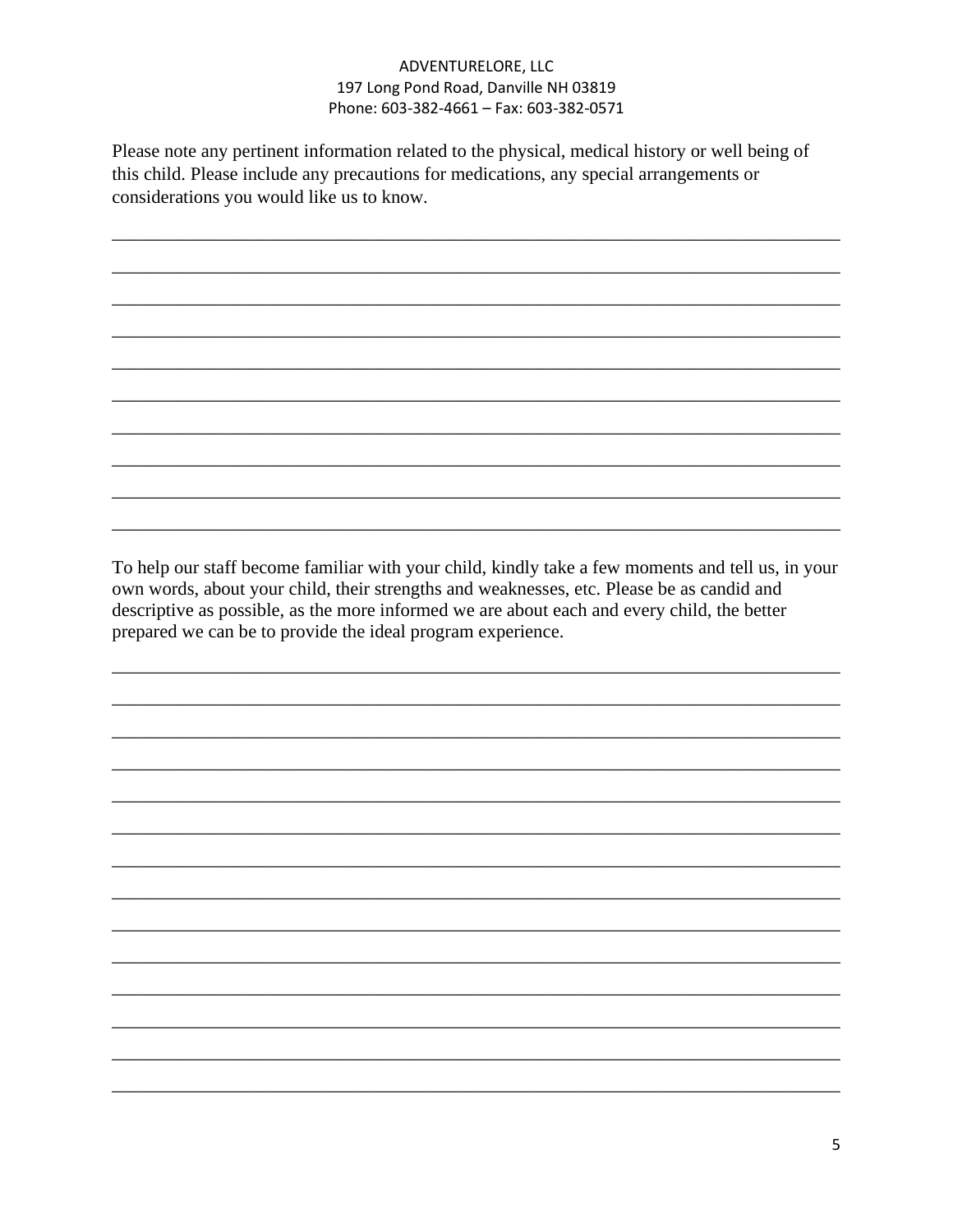ADVENTURELORE, LLC
197 Long Pond Road, Danville NH 03819
Phone: 603-382-4661 – Fax: 603-382-0571

Please note any pertinent information related to the physical, medical history or well being of this child. Please include any precautions for medications, any special arrangements or considerations you would like us to know.

______________________________________________________________________________

______________________________________________________________________________

______________________________________________________________________________

______________________________________________________________________________

______________________________________________________________________________

______________________________________________________________________________

______________________________________________________________________________

______________________________________________________________________________

______________________________________________________________________________

______________________________________________________________________________

To help our staff become familiar with your child, kindly take a few moments and tell us, in your own words, about your child, their strengths and weaknesses, etc. Please be as candid and descriptive as possible, as the more informed we are about each and every child, the better prepared we can be to provide the ideal program experience.

______________________________________________________________________________

______________________________________________________________________________

______________________________________________________________________________

______________________________________________________________________________

______________________________________________________________________________

______________________________________________________________________________

______________________________________________________________________________

______________________________________________________________________________

______________________________________________________________________________

______________________________________________________________________________

______________________________________________________________________________

______________________________________________________________________________

______________________________________________________________________________

______________________________________________________________________________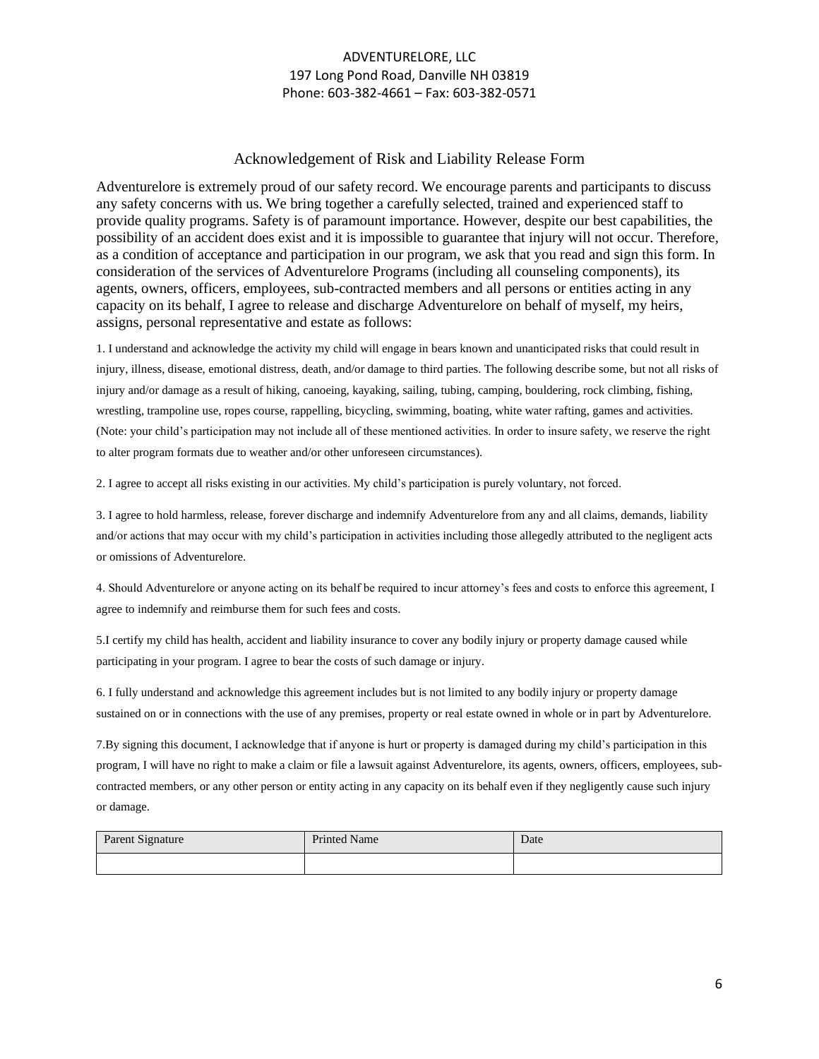ADVENTURELORE, LLC
197 Long Pond Road, Danville NH 03819
Phone: 603-382-4661 – Fax: 603-382-0571

## Acknowledgement of Risk and Liability Release Form

Adventurelore is extremely proud of our safety record. We encourage parents and participants to discuss any safety concerns with us. We bring together a carefully selected, trained and experienced staff to provide quality programs. Safety is of paramount importance. However, despite our best capabilities, the possibility of an accident does exist and it is impossible to guarantee that injury will not occur. Therefore, as a condition of acceptance and participation in our program, we ask that you read and sign this form. In consideration of the services of Adventurelore Programs (including all counseling components), its agents, owners, officers, employees, sub-contracted members and all persons or entities acting in any capacity on its behalf, I agree to release and discharge Adventurelore on behalf of myself, my heirs, assigns, personal representative and estate as follows:

1. I understand and acknowledge the activity my child will engage in bears known and unanticipated risks that could result in injury, illness, disease, emotional distress, death, and/or damage to third parties. The following describe some, but not all risks of injury and/or damage as a result of hiking, canoeing, kayaking, sailing, tubing, camping, bouldering, rock climbing, fishing, wrestling, trampoline use, ropes course, rappelling, bicycling, swimming, boating, white water rafting, games and activities. (Note: your child's participation may not include all of these mentioned activities. In order to insure safety, we reserve the right to alter program formats due to weather and/or other unforeseen circumstances).

2. I agree to accept all risks existing in our activities. My child's participation is purely voluntary, not forced.

3. I agree to hold harmless, release, forever discharge and indemnify Adventurelore from any and all claims, demands, liability and/or actions that may occur with my child's participation in activities including those allegedly attributed to the negligent acts or omissions of Adventurelore.

4. Should Adventurelore or anyone acting on its behalf be required to incur attorney's fees and costs to enforce this agreement, I agree to indemnify and reimburse them for such fees and costs.

5.I certify my child has health, accident and liability insurance to cover any bodily injury or property damage caused while participating in your program. I agree to bear the costs of such damage or injury.

6. I fully understand and acknowledge this agreement includes but is not limited to any bodily injury or property damage sustained on or in connections with the use of any premises, property or real estate owned in whole or in part by Adventurelore.

7.By signing this document, I acknowledge that if anyone is hurt or property is damaged during my child's participation in this program, I will have no right to make a claim or file a lawsuit against Adventurelore, its agents, owners, officers, employees, sub-contracted members, or any other person or entity acting in any capacity on its behalf even if they negligently cause such injury or damage.

| Parent Signature | Printed Name | Date |
| --- | --- | --- |
| | | |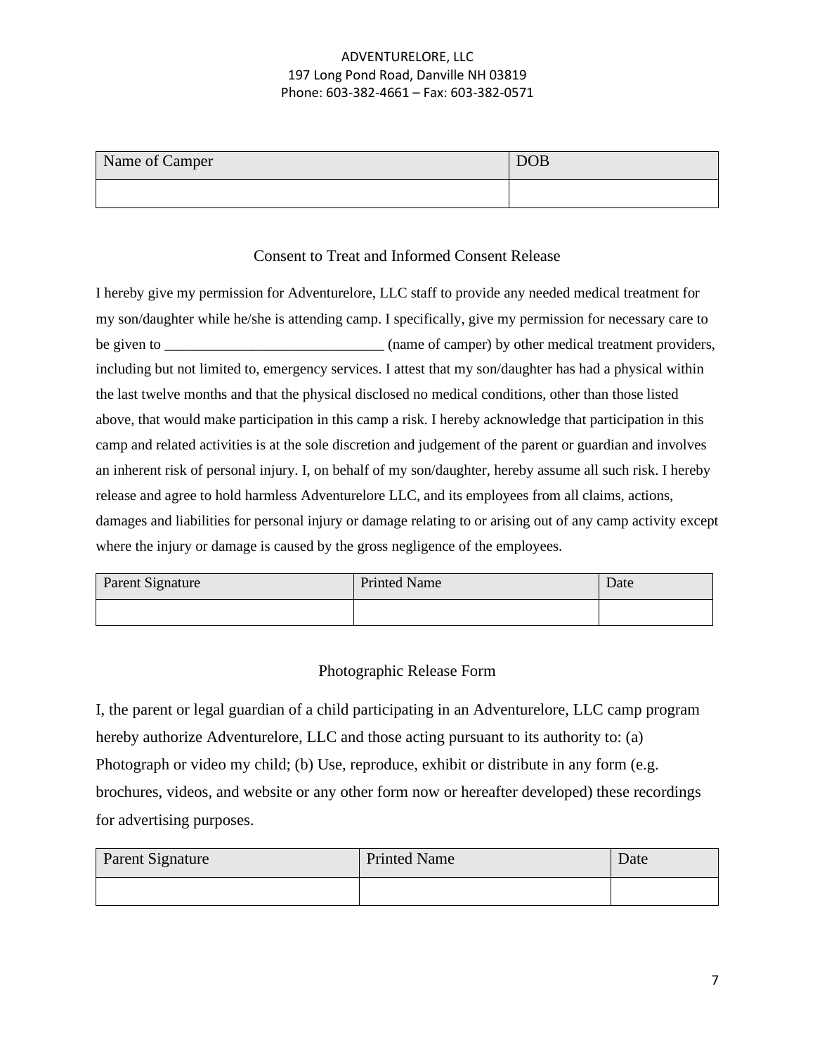ADVENTURELORE, LLC
197 Long Pond Road, Danville NH 03819
Phone: 603-382-4661 – Fax: 603-382-0571

| Name of Camper | DOB |
| --- | --- |
| | |

## Consent to Treat and Informed Consent Release

I hereby give my permission for Adventurelore, LLC staff to provide any needed medical treatment for my son/daughter while he/she is attending camp. I specifically, give my permission for necessary care to be given to ______________________________ (name of camper) by other medical treatment providers, including but not limited to, emergency services. I attest that my son/daughter has had a physical within the last twelve months and that the physical disclosed no medical conditions, other than those listed above, that would make participation in this camp a risk. I hereby acknowledge that participation in this camp and related activities is at the sole discretion and judgement of the parent or guardian and involves an inherent risk of personal injury. I, on behalf of my son/daughter, hereby assume all such risk. I hereby release and agree to hold harmless Adventurelore LLC, and its employees from all claims, actions, damages and liabilities for personal injury or damage relating to or arising out of any camp activity except where the injury or damage is caused by the gross negligence of the employees.

| Parent Signature | Printed Name | Date |
| --- | --- | --- |
| | | |

## Photographic Release Form

I, the parent or legal guardian of a child participating in an Adventurelore, LLC camp program hereby authorize Adventurelore, LLC and those acting pursuant to its authority to: (a) Photograph or video my child; (b) Use, reproduce, exhibit or distribute in any form (e.g. brochures, videos, and website or any other form now or hereafter developed) these recordings for advertising purposes.

| Parent Signature | Printed Name | Date |
| --- | --- | --- |
| | | |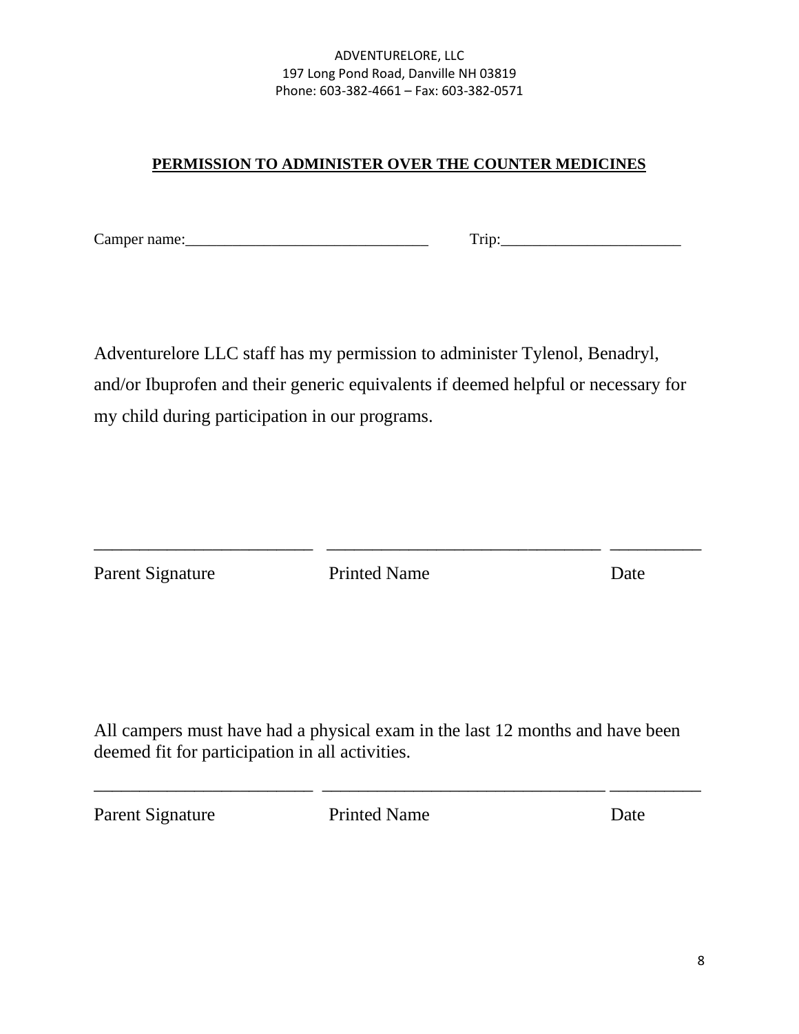ADVENTURELORE, LLC
197 Long Pond Road, Danville NH 03819
Phone: 603-382-4661 – Fax: 603-382-0571

**PERMISSION TO ADMINISTER OVER THE COUNTER MEDICINES**

Camper name:_______________________________ Trip:_______________________

Adventurelore LLC staff has my permission to administer Tylenol, Benadryl, and/or Ibuprofen and their generic equivalents if deemed helpful or necessary for my child during participation in our programs.

________________________ ______________________________ __________

Parent Signature Printed Name Date

All campers must have had a physical exam in the last 12 months and have been deemed fit for participation in all activities.

________________________ ______________________________ __________

Parent Signature Printed Name Date